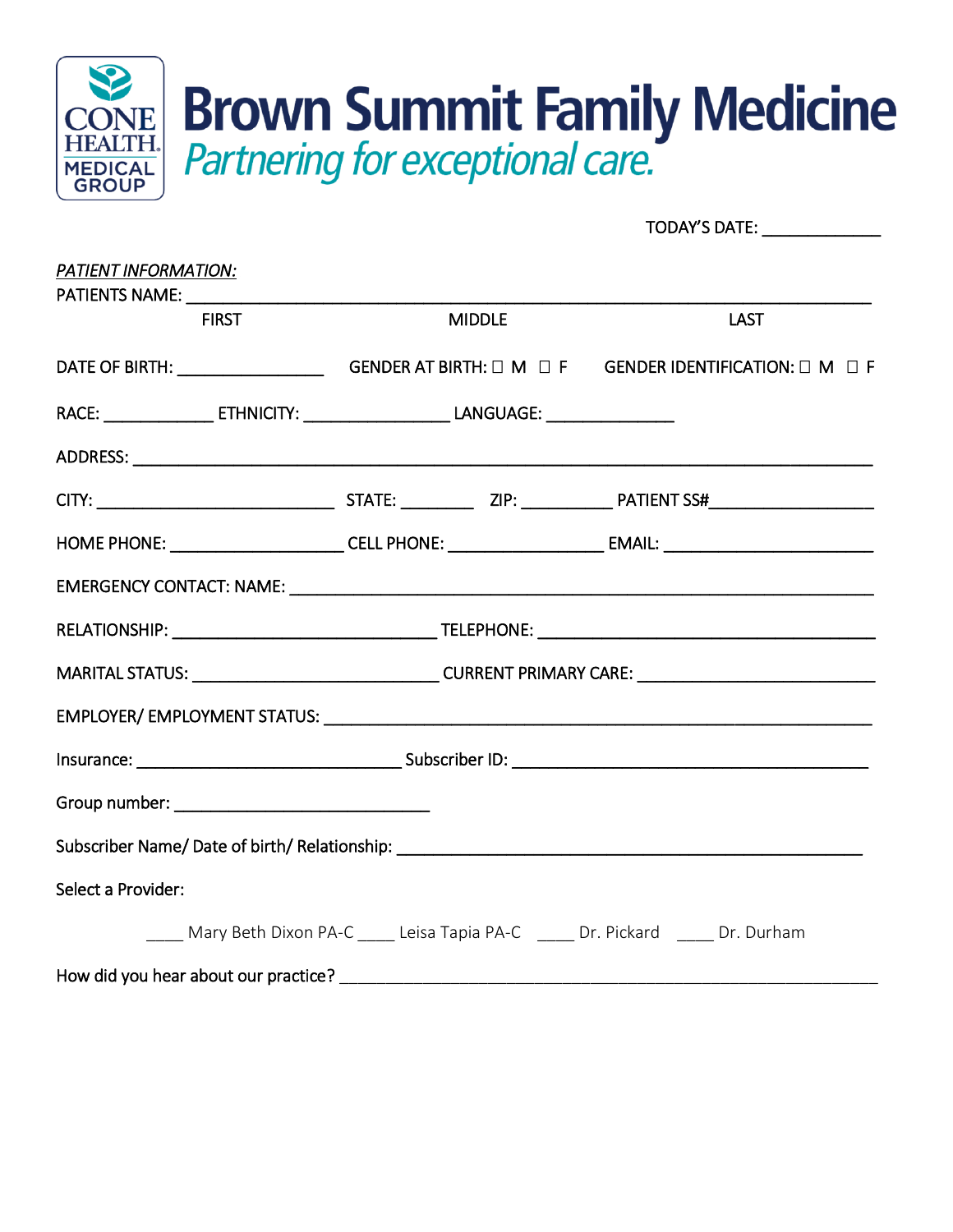CONE HEALTH MEDICAL GROUP

# Brown Summit Family Medicine

*Partnering for exceptional care.*

TODAY'S DATE: _____________

*PATIENT INFORMATION:*

PATIENTS NAME: ______________________________________________________________

FIRST MIDDLE LAST

DATE OF BIRTH: ________________ GENDER AT BIRTH: ☐ M ☐ F GENDER IDENTIFICATION: ☐ M ☐ F

RACE: ____________ ETHNICITY: ________________ LANGUAGE: ______________

ADDRESS: ______________________________________________________________

CITY: __________________________ STATE: ________ ZIP: __________ PATIENT SS#__________________

HOME PHONE: ___________________ CELL PHONE: _________________ EMAIL: _______________________

EMERGENCY CONTACT: NAME: ______________________________________________________

RELATIONSHIP: _____________________________ TELEPHONE: _____________________________________

MARITAL STATUS: ___________________________ CURRENT PRIMARY CARE: ________________________

EMPLOYER/ EMPLOYMENT STATUS: __________________________________________________

Insurance: _____________________________ Subscriber ID: _______________________________________

Group number: ____________________________

Subscriber Name/ Date of birth/ Relationship: ____________________________________________________

Select a Provider:

____ Mary Beth Dixon PA-C ____ Leisa Tapia PA-C ____ Dr. Pickard ____ Dr. Durham

How did you hear about our practice? ____________________________________________________________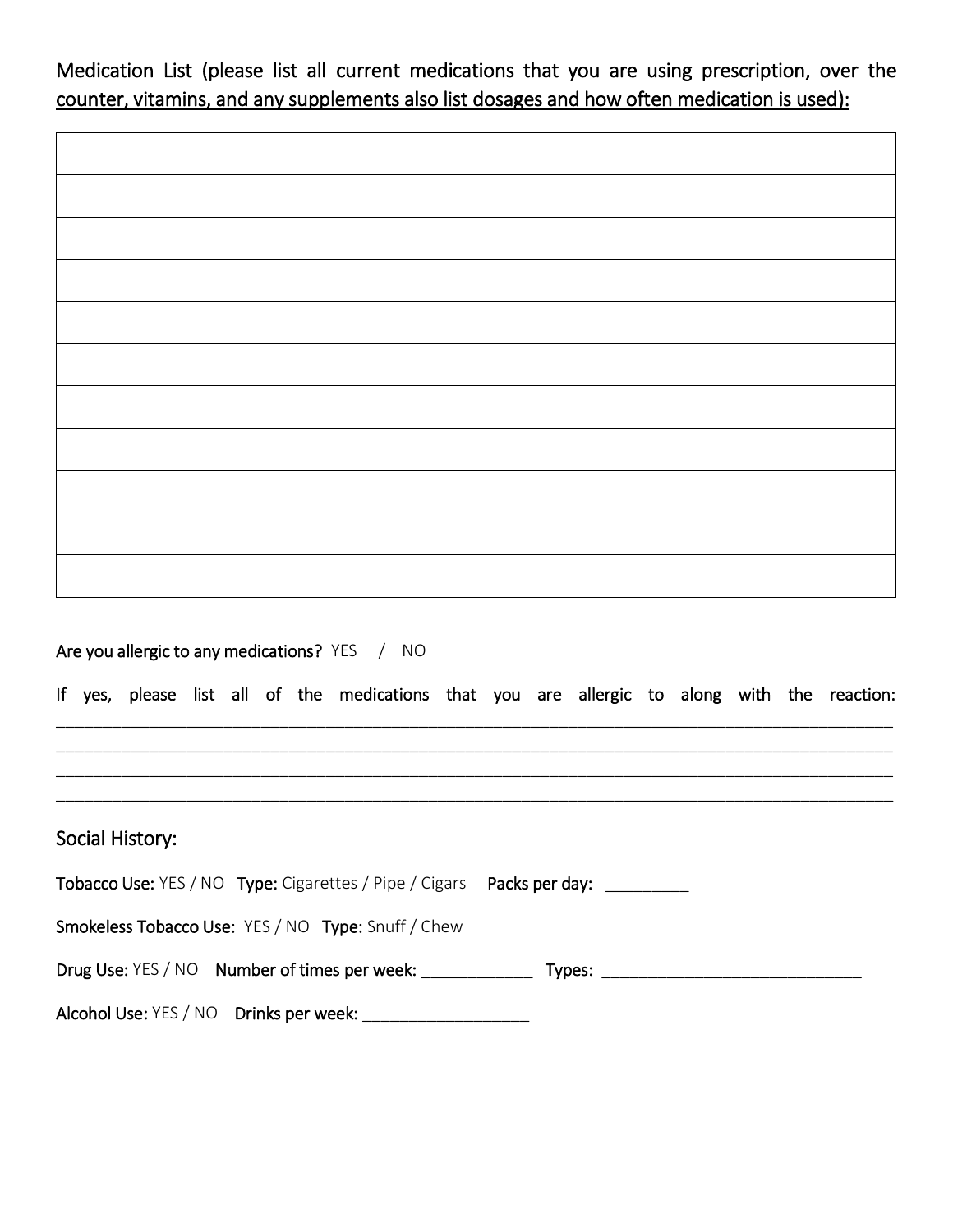Medication List (please list all current medications that you are using prescription, over the counter, vitamins, and any supplements also list dosages and how often medication is used):

| | |
|---|---|
| | |
| | |
| | |
| | |
| | |
| | |
| | |
| | |
| | |
| | |
| | |

Are you allergic to any medications? YES / NO

If yes, please list all of the medications that you are allergic to along with the reaction: ______________________________________________________________________________
______________________________________________________________________________
______________________________________________________________________________
______________________________________________________________________________

## Social History:

**Tobacco Use:** YES / NO **Type:** Cigarettes / Pipe / Cigars **Packs per day:** _________

**Smokeless Tobacco Use:** YES / NO **Type:** Snuff / Chew

**Drug Use:** YES / NO **Number of times per week:** ____________ **Types:** ____________________________

**Alcohol Use:** YES / NO **Drinks per week:** __________________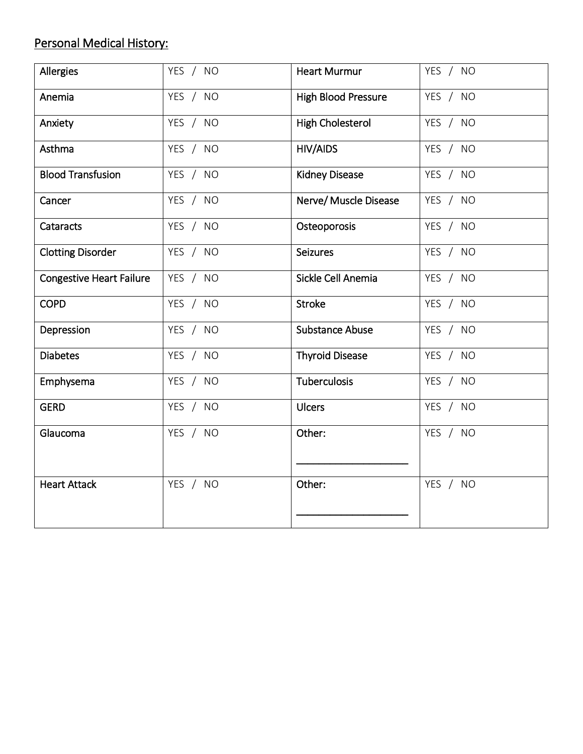<u>Personal Medical History:</u>

| Condition | Response | Condition | Response |
| --- | --- | --- | --- |
| Allergies | YES / NO | Heart Murmur | YES / NO |
| Anemia | YES / NO | High Blood Pressure | YES / NO |
| Anxiety | YES / NO | High Cholesterol | YES / NO |
| Asthma | YES / NO | HIV/AIDS | YES / NO |
| Blood Transfusion | YES / NO | Kidney Disease | YES / NO |
| Cancer | YES / NO | Nerve/ Muscle Disease | YES / NO |
| Cataracts | YES / NO | Osteoporosis | YES / NO |
| Clotting Disorder | YES / NO | Seizures | YES / NO |
| Congestive Heart Failure | YES / NO | Sickle Cell Anemia | YES / NO |
| COPD | YES / NO | Stroke | YES / NO |
| Depression | YES / NO | Substance Abuse | YES / NO |
| Diabetes | YES / NO | Thyroid Disease | YES / NO |
| Emphysema | YES / NO | Tuberculosis | YES / NO |
| GERD | YES / NO | Ulcers | YES / NO |
| Glaucoma | YES / NO | Other: ____________________ | YES / NO |
| Heart Attack | YES / NO | Other: ____________________ | YES / NO |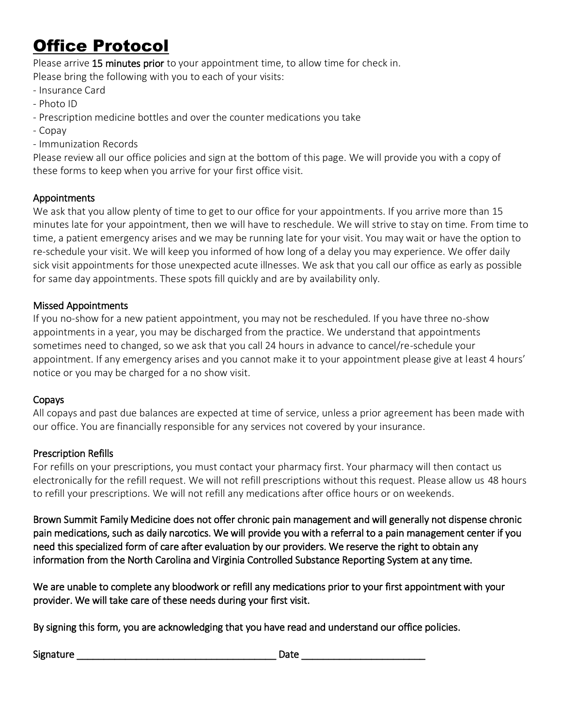# Office Protocol

Please arrive **15 minutes prior** to your appointment time, to allow time for check in.
Please bring the following with you to each of your visits:

- Insurance Card
- Photo ID
- Prescription medicine bottles and over the counter medications you take
- Copay
- Immunization Records

Please review all our office policies and sign at the bottom of this page. We will provide you with a copy of these forms to keep when you arrive for your first office visit.

### Appointments

We ask that you allow plenty of time to get to our office for your appointments. If you arrive more than 15 minutes late for your appointment, then we will have to reschedule. We will strive to stay on time. From time to time, a patient emergency arises and we may be running late for your visit. You may wait or have the option to re-schedule your visit. We will keep you informed of how long of a delay you may experience. We offer daily sick visit appointments for those unexpected acute illnesses. We ask that you call our office as early as possible for same day appointments. These spots fill quickly and are by availability only.

### Missed Appointments

If you no-show for a new patient appointment, you may not be rescheduled. If you have three no-show appointments in a year, you may be discharged from the practice. We understand that appointments sometimes need to changed, so we ask that you call 24 hours in advance to cancel/re-schedule your appointment. If any emergency arises and you cannot make it to your appointment please give at least 4 hours' notice or you may be charged for a no show visit.

### Copays

All copays and past due balances are expected at time of service, unless a prior agreement has been made with our office. You are financially responsible for any services not covered by your insurance.

### Prescription Refills

For refills on your prescriptions, you must contact your pharmacy first. Your pharmacy will then contact us electronically for the refill request. We will not refill prescriptions without this request. Please allow us 48 hours to refill your prescriptions. We will not refill any medications after office hours or on weekends.

**Brown Summit Family Medicine does not offer chronic pain management and will generally not dispense chronic pain medications, such as daily narcotics. We will provide you with a referral to a pain management center if you need this specialized form of care after evaluation by our providers. We reserve the right to obtain any information from the North Carolina and Virginia Controlled Substance Reporting System at any time.**

**We are unable to complete any bloodwork or refill any medications prior to your first appointment with your provider. We will take care of these needs during your first visit.**

**By signing this form, you are acknowledging that you have read and understand our office policies.**

Signature ______________________________________ Date ______________________